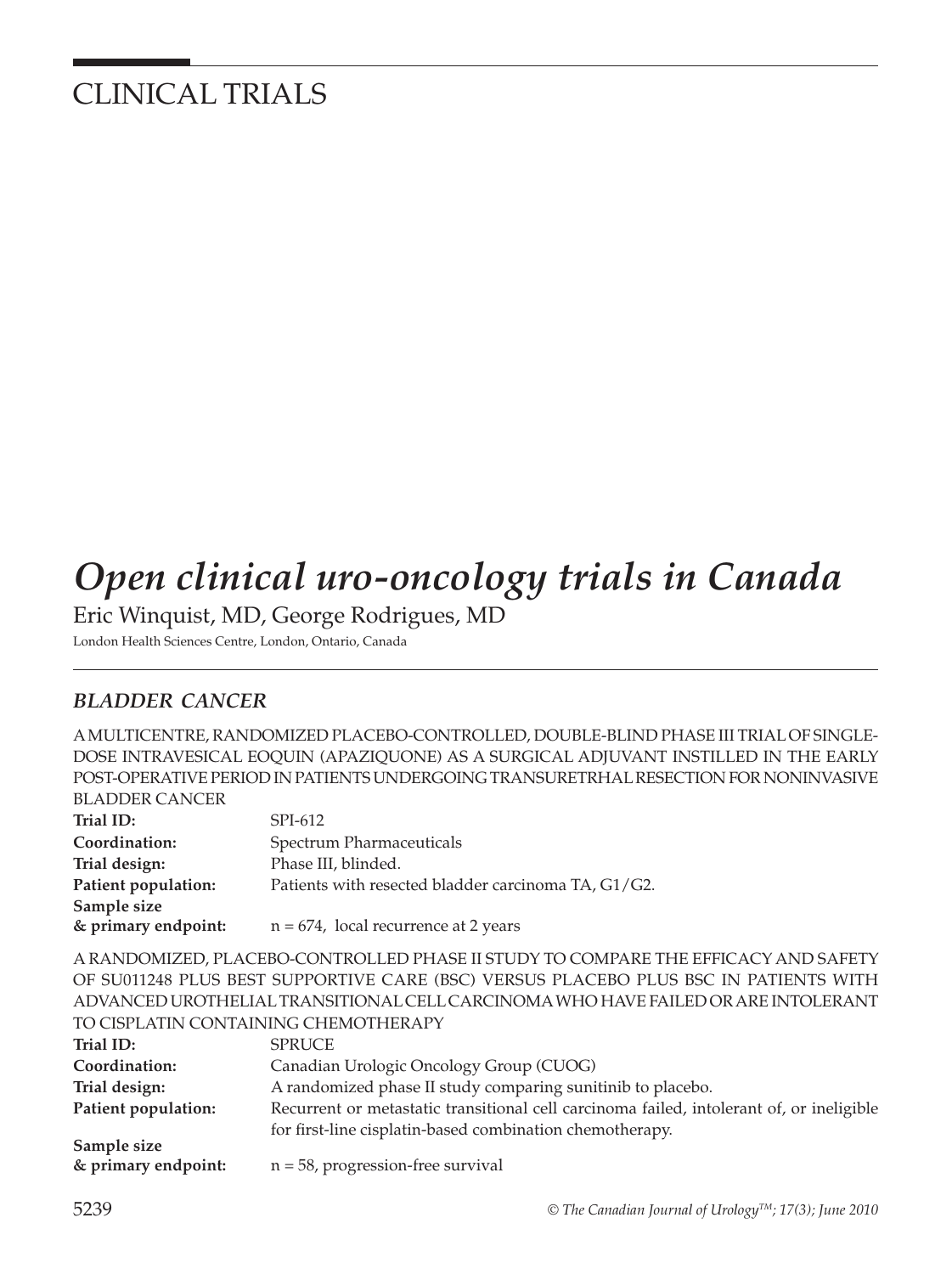# CLINICAL TRIALS

# *Open clinical uro-oncology trials in Canada*

Eric Winquist, MD, George Rodrigues, MD

London Health Sciences Centre, London, Ontario, Canada

## *BLADDER CANCER*

A MULTICENTRE, RANDOMIZED PLACEBO-CONTROLLED, DOUBLE-BLIND PHASE III TRIAL OF SINGLE-DOSE INTRAVESICAL EOQUIN (APAZIQUONE) AS A SURGICAL ADJUVANT INSTILLED IN THE EARLY POST-OPERATIVE PERIOD IN PATIENTS UNDERGOING TRANSURETRHAL RESECTION FOR NONINVASIVE BLADDER CANCER

**Trial ID:** SPI-612
**Coordination:** Spectrum Pharmaceuticals
**Trial design:** Phase III, blinded.
**Patient population:** Patients with resected bladder carcinoma TA, G1/G2.
**Sample size & primary endpoint:** n = 674, local recurrence at 2 years

A RANDOMIZED, PLACEBO-CONTROLLED PHASE II STUDY TO COMPARE THE EFFICACY AND SAFETY OF SU011248 PLUS BEST SUPPORTIVE CARE (BSC) VERSUS PLACEBO PLUS BSC IN PATIENTS WITH ADVANCED UROTHELIAL TRANSITIONAL CELL CARCINOMA WHO HAVE FAILED OR ARE INTOLERANT TO CISPLATIN CONTAINING CHEMOTHERAPY

**Trial ID:** SPRUCE
**Coordination:** Canadian Urologic Oncology Group (CUOG)
**Trial design:** A randomized phase II study comparing sunitinib to placebo.
**Patient population:** Recurrent or metastatic transitional cell carcinoma failed, intolerant of, or ineligible for first-line cisplatin-based combination chemotherapy.
**Sample size & primary endpoint:** n = 58, progression-free survival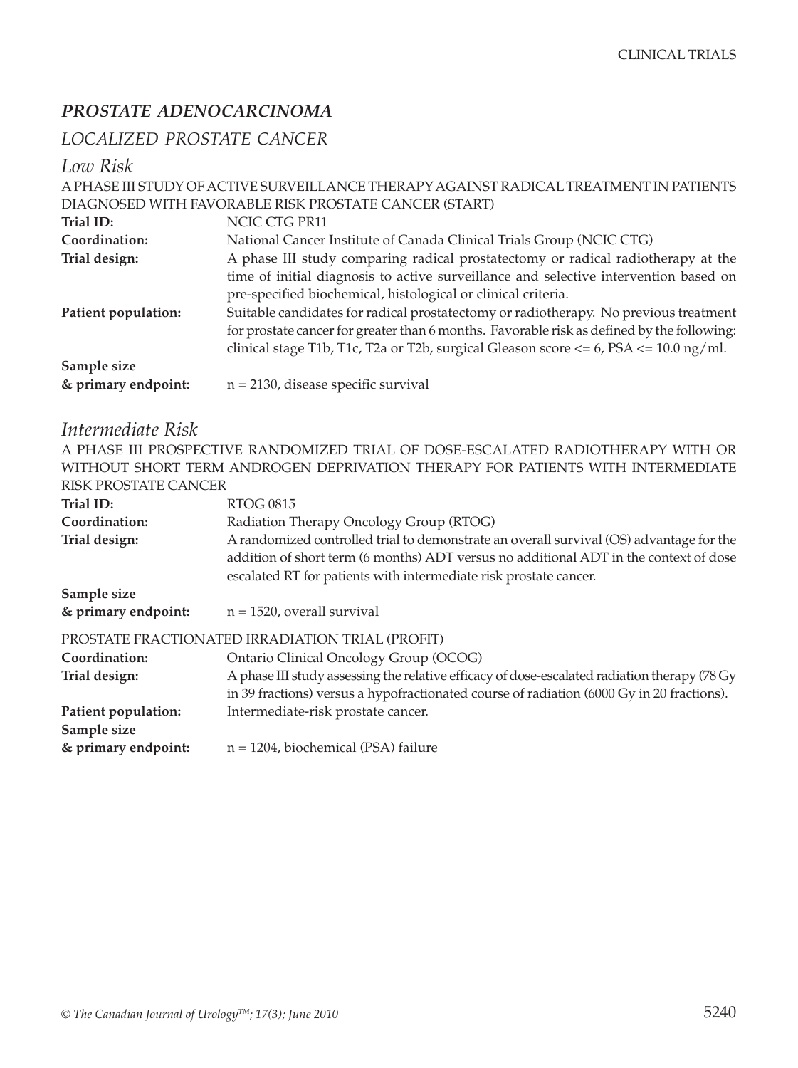## *PROSTATE ADENOCARCINOMA*

### *LOCALIZED PROSTATE CANCER*

### *Low Risk*

A PHASE III STUDY OF ACTIVE SURVEILLANCE THERAPY AGAINST RADICAL TREATMENT IN PATIENTS DIAGNOSED WITH FAVORABLE RISK PROSTATE CANCER (START)

**Trial ID:** NCIC CTG PR11

**Coordination:** National Cancer Institute of Canada Clinical Trials Group (NCIC CTG)

**Trial design:** A phase III study comparing radical prostatectomy or radical radiotherapy at the time of initial diagnosis to active surveillance and selective intervention based on pre-specified biochemical, histological or clinical criteria.

**Patient population:** Suitable candidates for radical prostatectomy or radiotherapy. No previous treatment for prostate cancer for greater than 6 months. Favorable risk as defined by the following: clinical stage T1b, T1c, T2a or T2b, surgical Gleason score <= 6, PSA <= 10.0 ng/ml.

**Sample size & primary endpoint:** n = 2130, disease specific survival

### *Intermediate Risk*

A PHASE III PROSPECTIVE RANDOMIZED TRIAL OF DOSE-ESCALATED RADIOTHERAPY WITH OR WITHOUT SHORT TERM ANDROGEN DEPRIVATION THERAPY FOR PATIENTS WITH INTERMEDIATE RISK PROSTATE CANCER

**Trial ID:** RTOG 0815

**Coordination:** Radiation Therapy Oncology Group (RTOG)

**Trial design:** A randomized controlled trial to demonstrate an overall survival (OS) advantage for the addition of short term (6 months) ADT versus no additional ADT in the context of dose escalated RT for patients with intermediate risk prostate cancer.

**Sample size & primary endpoint:** n = 1520, overall survival

PROSTATE FRACTIONATED IRRADIATION TRIAL (PROFIT)

**Coordination:** Ontario Clinical Oncology Group (OCOG)

**Trial design:** A phase III study assessing the relative efficacy of dose-escalated radiation therapy (78 Gy in 39 fractions) versus a hypofractionated course of radiation (6000 Gy in 20 fractions).

**Patient population:** Intermediate-risk prostate cancer.

**Sample size & primary endpoint:** n = 1204, biochemical (PSA) failure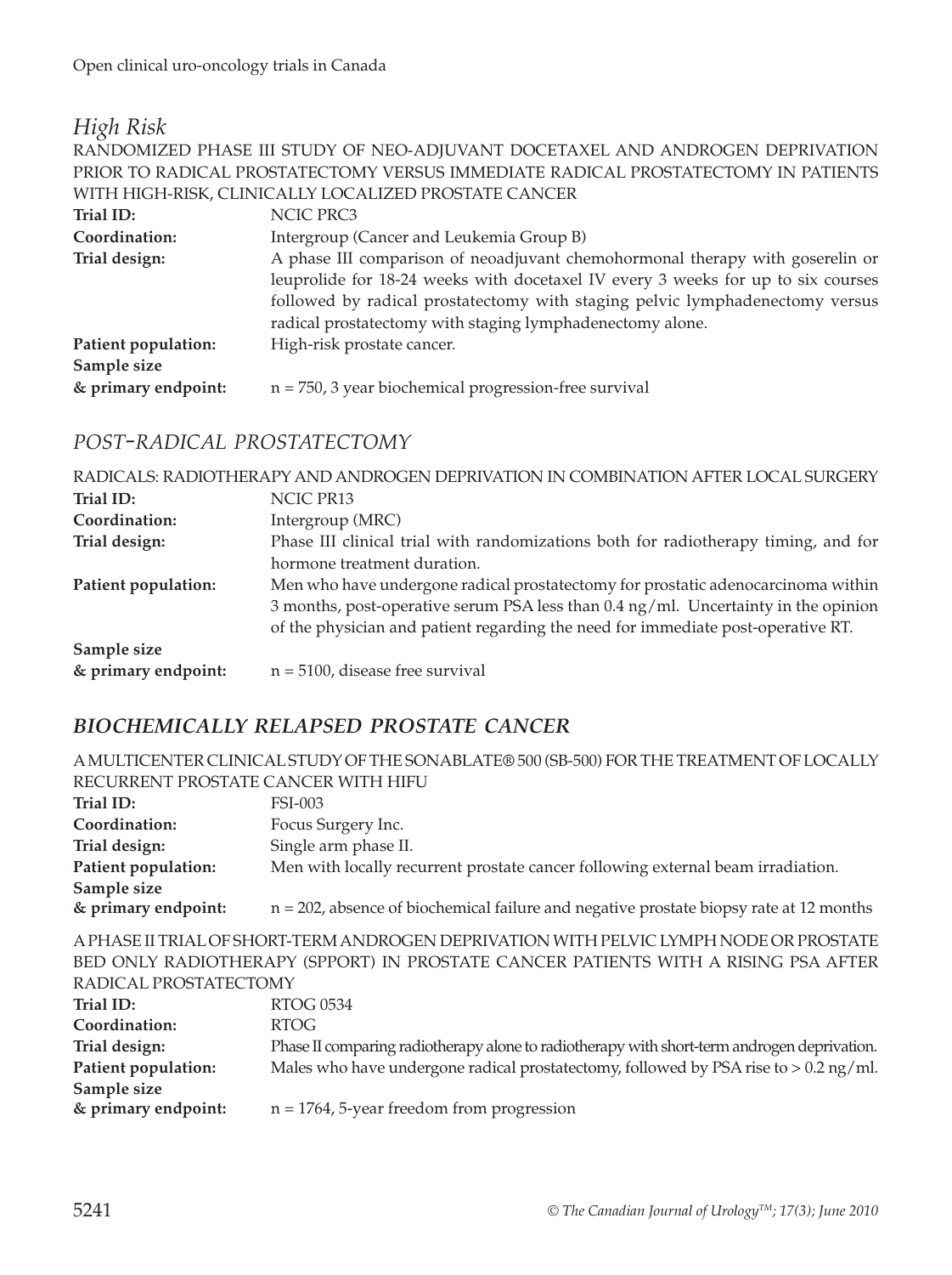## *High Risk*

RANDOMIZED PHASE III STUDY OF NEO-ADJUVANT DOCETAXEL AND ANDROGEN DEPRIVATION PRIOR TO RADICAL PROSTATECTOMY VERSUS IMMEDIATE RADICAL PROSTATECTOMY IN PATIENTS WITH HIGH-RISK, CLINICALLY LOCALIZED PROSTATE CANCER

| | |
|---|---|
| **Trial ID:** | NCIC PRC3 |
| **Coordination:** | Intergroup (Cancer and Leukemia Group B) |
| **Trial design:** | A phase III comparison of neoadjuvant chemohormonal therapy with goserelin or leuprolide for 18-24 weeks with docetaxel IV every 3 weeks for up to six courses followed by radical prostatectomy with staging pelvic lymphadenectomy versus radical prostatectomy with staging lymphadenectomy alone. |
| **Patient population:** | High-risk prostate cancer. |
| **Sample size & primary endpoint:** | n = 750, 3 year biochemical progression-free survival |

## *POST-RADICAL PROSTATECTOMY*

RADICALS: RADIOTHERAPY AND ANDROGEN DEPRIVATION IN COMBINATION AFTER LOCAL SURGERY

| | |
|---|---|
| **Trial ID:** | NCIC PR13 |
| **Coordination:** | Intergroup (MRC) |
| **Trial design:** | Phase III clinical trial with randomizations both for radiotherapy timing, and for hormone treatment duration. |
| **Patient population:** | Men who have undergone radical prostatectomy for prostatic adenocarcinoma within 3 months, post-operative serum PSA less than 0.4 ng/ml. Uncertainty in the opinion of the physician and patient regarding the need for immediate post-operative RT. |
| **Sample size & primary endpoint:** | n = 5100, disease free survival |

## ***BIOCHEMICALLY RELAPSED PROSTATE CANCER***

A MULTICENTER CLINICAL STUDY OF THE SONABLATE® 500 (SB-500) FOR THE TREATMENT OF LOCALLY RECURRENT PROSTATE CANCER WITH HIFU

| | |
|---|---|
| **Trial ID:** | FSI-003 |
| **Coordination:** | Focus Surgery Inc. |
| **Trial design:** | Single arm phase II. |
| **Patient population:** | Men with locally recurrent prostate cancer following external beam irradiation. |
| **Sample size & primary endpoint:** | n = 202, absence of biochemical failure and negative prostate biopsy rate at 12 months |

A PHASE II TRIAL OF SHORT-TERM ANDROGEN DEPRIVATION WITH PELVIC LYMPH NODE OR PROSTATE BED ONLY RADIOTHERAPY (SPPORT) IN PROSTATE CANCER PATIENTS WITH A RISING PSA AFTER RADICAL PROSTATECTOMY

| | |
|---|---|
| **Trial ID:** | RTOG 0534 |
| **Coordination:** | RTOG |
| **Trial design:** | Phase II comparing radiotherapy alone to radiotherapy with short-term androgen deprivation. |
| **Patient population:** | Males who have undergone radical prostatectomy, followed by PSA rise to > 0.2 ng/ml. |
| **Sample size & primary endpoint:** | n = 1764, 5-year freedom from progression |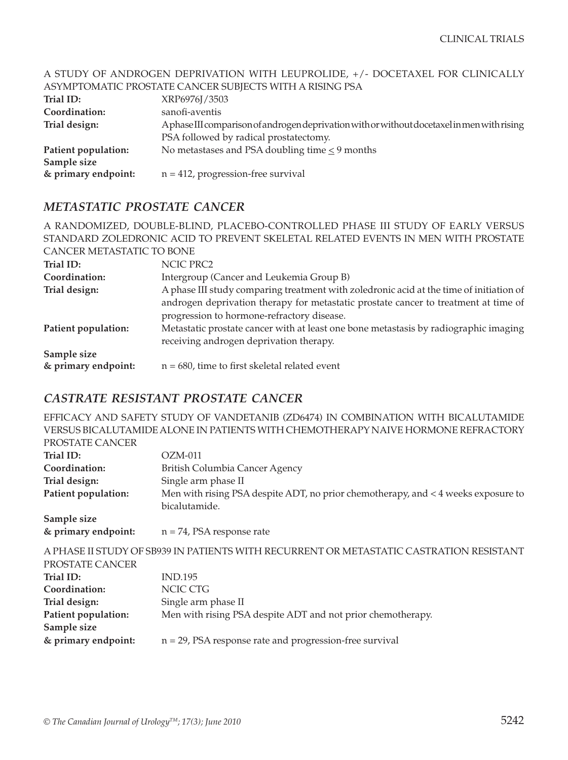A STUDY OF ANDROGEN DEPRIVATION WITH LEUPROLIDE, +/- DOCETAXEL FOR CLINICALLY ASYMPTOMATIC PROSTATE CANCER SUBJECTS WITH A RISING PSA

**Trial ID:** XRP6976J/3503

**Coordination:** sanofi-aventis

**Trial design:** A phase III comparison of androgen deprivation with or without docetaxel in men with rising PSA followed by radical prostatectomy.

**Patient population:** No metastases and PSA doubling time $\leq$ 9 months

**Sample size & primary endpoint:** n = 412, progression-free survival

## *METASTATIC PROSTATE CANCER*

A RANDOMIZED, DOUBLE-BLIND, PLACEBO-CONTROLLED PHASE III STUDY OF EARLY VERSUS STANDARD ZOLEDRONIC ACID TO PREVENT SKELETAL RELATED EVENTS IN MEN WITH PROSTATE CANCER METASTATIC TO BONE

**Trial ID:** NCIC PRC2

**Coordination:** Intergroup (Cancer and Leukemia Group B)

**Trial design:** A phase III study comparing treatment with zoledronic acid at the time of initiation of androgen deprivation therapy for metastatic prostate cancer to treatment at time of progression to hormone-refractory disease.

**Patient population:** Metastatic prostate cancer with at least one bone metastasis by radiographic imaging receiving androgen deprivation therapy.

**Sample size & primary endpoint:** n = 680, time to first skeletal related event

## *CASTRATE RESISTANT PROSTATE CANCER*

EFFICACY AND SAFETY STUDY OF VANDETANIB (ZD6474) IN COMBINATION WITH BICALUTAMIDE VERSUS BICALUTAMIDE ALONE IN PATIENTS WITH CHEMOTHERAPY NAIVE HORMONE REFRACTORY PROSTATE CANCER

**Trial ID:** OZM-011

**Coordination:** British Columbia Cancer Agency

**Trial design:** Single arm phase II

**Patient population:** Men with rising PSA despite ADT, no prior chemotherapy, and < 4 weeks exposure to bicalutamide.

**Sample size & primary endpoint:** n = 74, PSA response rate

A PHASE II STUDY OF SB939 IN PATIENTS WITH RECURRENT OR METASTATIC CASTRATION RESISTANT PROSTATE CANCER

**Trial ID:** IND.195

**Coordination:** NCIC CTG

**Trial design:** Single arm phase II

**Patient population:** Men with rising PSA despite ADT and not prior chemotherapy.

**Sample size & primary endpoint:** n = 29, PSA response rate and progression-free survival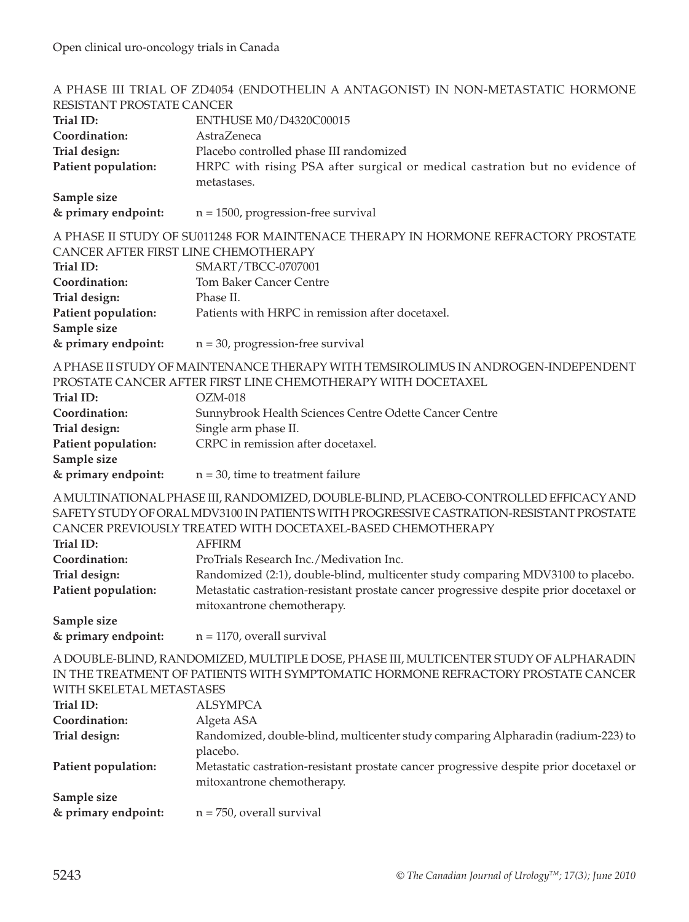A PHASE III TRIAL OF ZD4054 (ENDOTHELIN A ANTAGONIST) IN NON-METASTATIC HORMONE RESISTANT PROSTATE CANCER

**Trial ID:** ENTHUSE M0/D4320C00015
**Coordination:** AstraZeneca
**Trial design:** Placebo controlled phase III randomized
**Patient population:** HRPC with rising PSA after surgical or medical castration but no evidence of metastases.
**Sample size & primary endpoint:** n = 1500, progression-free survival

A PHASE II STUDY OF SU011248 FOR MAINTENACE THERAPY IN HORMONE REFRACTORY PROSTATE CANCER AFTER FIRST LINE CHEMOTHERAPY

**Trial ID:** SMART/TBCC-0707001
**Coordination:** Tom Baker Cancer Centre
**Trial design:** Phase II.
**Patient population:** Patients with HRPC in remission after docetaxel.
**Sample size & primary endpoint:** n = 30, progression-free survival

A PHASE II STUDY OF MAINTENANCE THERAPY WITH TEMSIROLIMUS IN ANDROGEN-INDEPENDENT PROSTATE CANCER AFTER FIRST LINE CHEMOTHERAPY WITH DOCETAXEL

**Trial ID:** OZM-018
**Coordination:** Sunnybrook Health Sciences Centre Odette Cancer Centre
**Trial design:** Single arm phase II.
**Patient population:** CRPC in remission after docetaxel.
**Sample size & primary endpoint:** n = 30, time to treatment failure

A MULTINATIONAL PHASE III, RANDOMIZED, DOUBLE-BLIND, PLACEBO-CONTROLLED EFFICACY AND SAFETY STUDY OF ORAL MDV3100 IN PATIENTS WITH PROGRESSIVE CASTRATION-RESISTANT PROSTATE CANCER PREVIOUSLY TREATED WITH DOCETAXEL-BASED CHEMOTHERAPY

**Trial ID:** AFFIRM
**Coordination:** ProTrials Research Inc./Medivation Inc.
**Trial design:** Randomized (2:1), double-blind, multicenter study comparing MDV3100 to placebo.
**Patient population:** Metastatic castration-resistant prostate cancer progressive despite prior docetaxel or mitoxantrone chemotherapy.
**Sample size & primary endpoint:** n = 1170, overall survival

A DOUBLE-BLIND, RANDOMIZED, MULTIPLE DOSE, PHASE III, MULTICENTER STUDY OF ALPHARADIN IN THE TREATMENT OF PATIENTS WITH SYMPTOMATIC HORMONE REFRACTORY PROSTATE CANCER WITH SKELETAL METASTASES

**Trial ID:** ALSYMPCA
**Coordination:** Algeta ASA
**Trial design:** Randomized, double-blind, multicenter study comparing Alpharadin (radium-223) to placebo.
**Patient population:** Metastatic castration-resistant prostate cancer progressive despite prior docetaxel or mitoxantrone chemotherapy.
**Sample size & primary endpoint:** n = 750, overall survival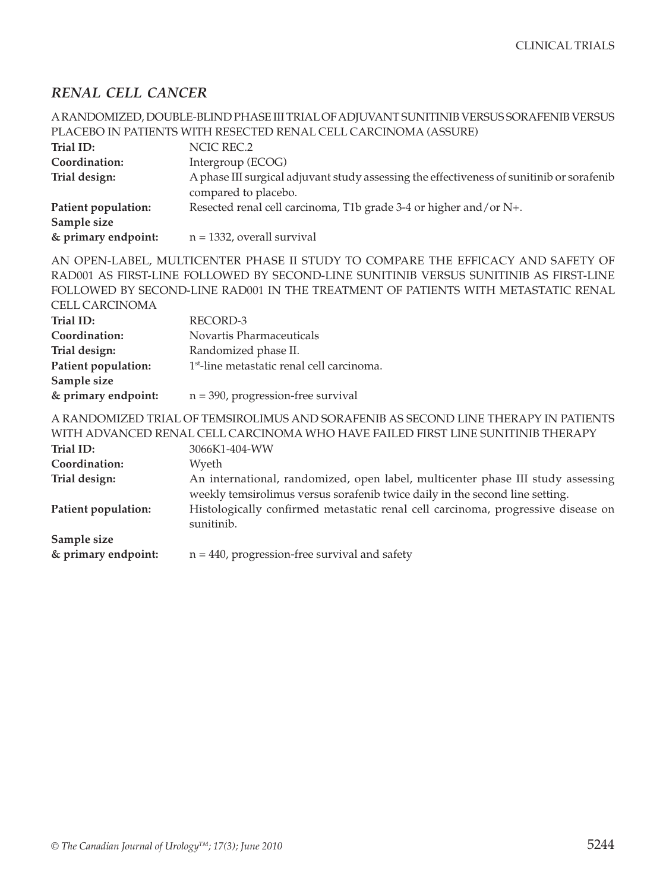## *RENAL CELL CANCER*

A RANDOMIZED, DOUBLE-BLIND PHASE III TRIAL OF ADJUVANT SUNITINIB VERSUS SORAFENIB VERSUS PLACEBO IN PATIENTS WITH RESECTED RENAL CELL CARCINOMA (ASSURE)

**Trial ID:** NCIC REC.2

**Coordination:** Intergroup (ECOG)

**Trial design:** A phase III surgical adjuvant study assessing the effectiveness of sunitinib or sorafenib compared to placebo.

**Patient population:** Resected renal cell carcinoma, T1b grade 3-4 or higher and/or N+.

**Sample size & primary endpoint:** n = 1332, overall survival

AN OPEN-LABEL, MULTICENTER PHASE II STUDY TO COMPARE THE EFFICACY AND SAFETY OF RAD001 AS FIRST-LINE FOLLOWED BY SECOND-LINE SUNITINIB VERSUS SUNITINIB AS FIRST-LINE FOLLOWED BY SECOND-LINE RAD001 IN THE TREATMENT OF PATIENTS WITH METASTATIC RENAL CELL CARCINOMA

**Trial ID:** RECORD-3

**Coordination:** Novartis Pharmaceuticals

**Trial design:** Randomized phase II.

**Patient population:** 1st-line metastatic renal cell carcinoma.

**Sample size & primary endpoint:** n = 390, progression-free survival

A RANDOMIZED TRIAL OF TEMSIROLIMUS AND SORAFENIB AS SECOND LINE THERAPY IN PATIENTS WITH ADVANCED RENAL CELL CARCINOMA WHO HAVE FAILED FIRST LINE SUNITINIB THERAPY

**Trial ID:** 3066K1-404-WW

**Coordination:** Wyeth

**Trial design:** An international, randomized, open label, multicenter phase III study assessing weekly temsirolimus versus sorafenib twice daily in the second line setting.

**Patient population:** Histologically confirmed metastatic renal cell carcinoma, progressive disease on sunitinib.

**Sample size & primary endpoint:** n = 440, progression-free survival and safety